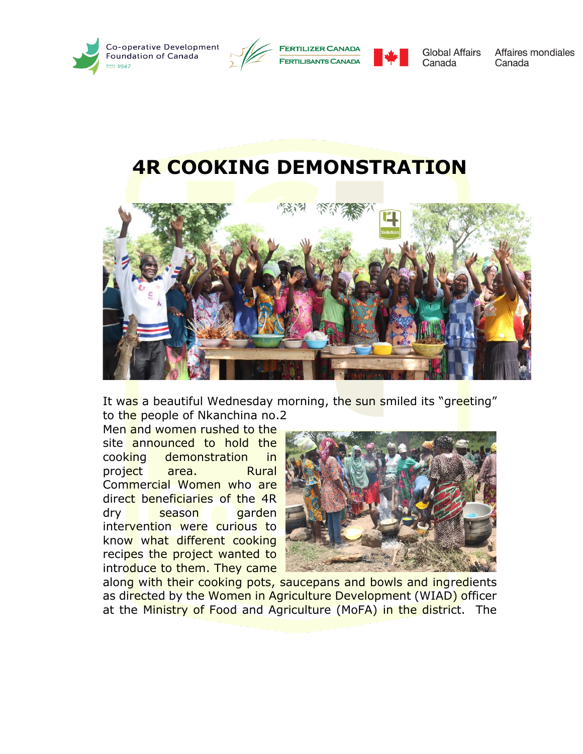# 4R COOKING DEMONSTRATION

It was a beautiful Wednesday morning, the sun smiled its "greeting" to the people of Nkanchina no.2

Men and women rushed to the site announced to hold the cooking demonstration in project area. Rural Commercial Women who are direct beneficiaries of the 4R dry season garden intervention were curious to know what different cooking recipes the project wanted to introduce to them. They came along with their cooking pots, saucepans and bowls and ingredients as directed by the Women in Agriculture Development (WIAD) officer at the Ministry of Food and Agriculture (MoFA) in the district. The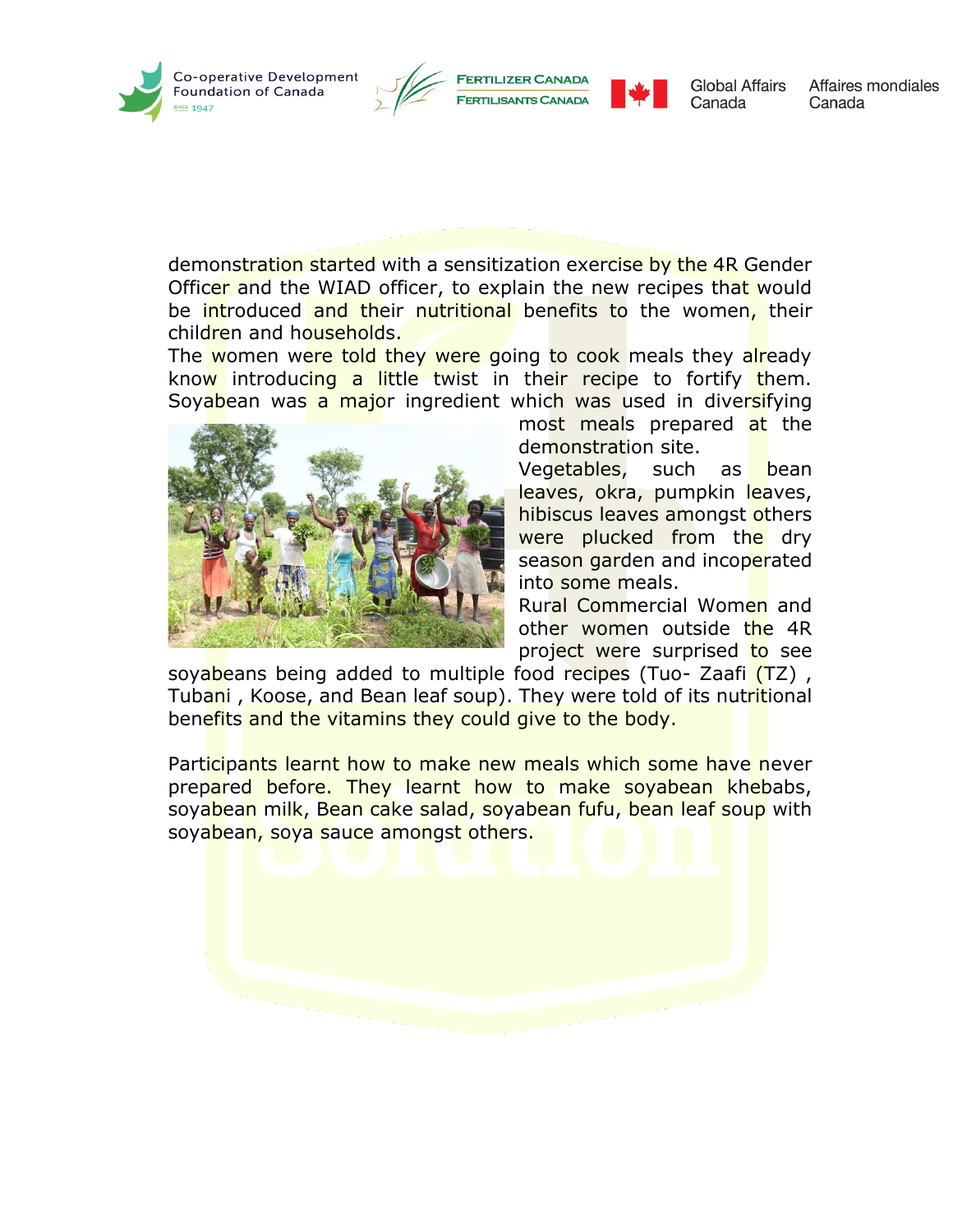demonstration started with a sensitization exercise by the 4R Gender Officer and the WIAD officer, to explain the new recipes that would be introduced and their nutritional benefits to the women, their children and households.

The women were told they were going to cook meals they already know introducing a little twist in their recipe to fortify them. Soyabean was a major ingredient which was used in diversifying most meals prepared at the demonstration site.

Vegetables, such as bean leaves, okra, pumpkin leaves, hibiscus leaves amongst others were plucked from the dry season garden and incoperated into some meals.

Rural Commercial Women and other women outside the 4R project were surprised to see soyabeans being added to multiple food recipes (Tuo- Zaafi (TZ) , Tubani , Koose, and Bean leaf soup). They were told of its nutritional benefits and the vitamins they could give to the body.

Participants learnt how to make new meals which some have never prepared before. They learnt how to make soyabean khebabs, soyabean milk, Bean cake salad, soyabean fufu, bean leaf soup with soyabean, soya sauce amongst others.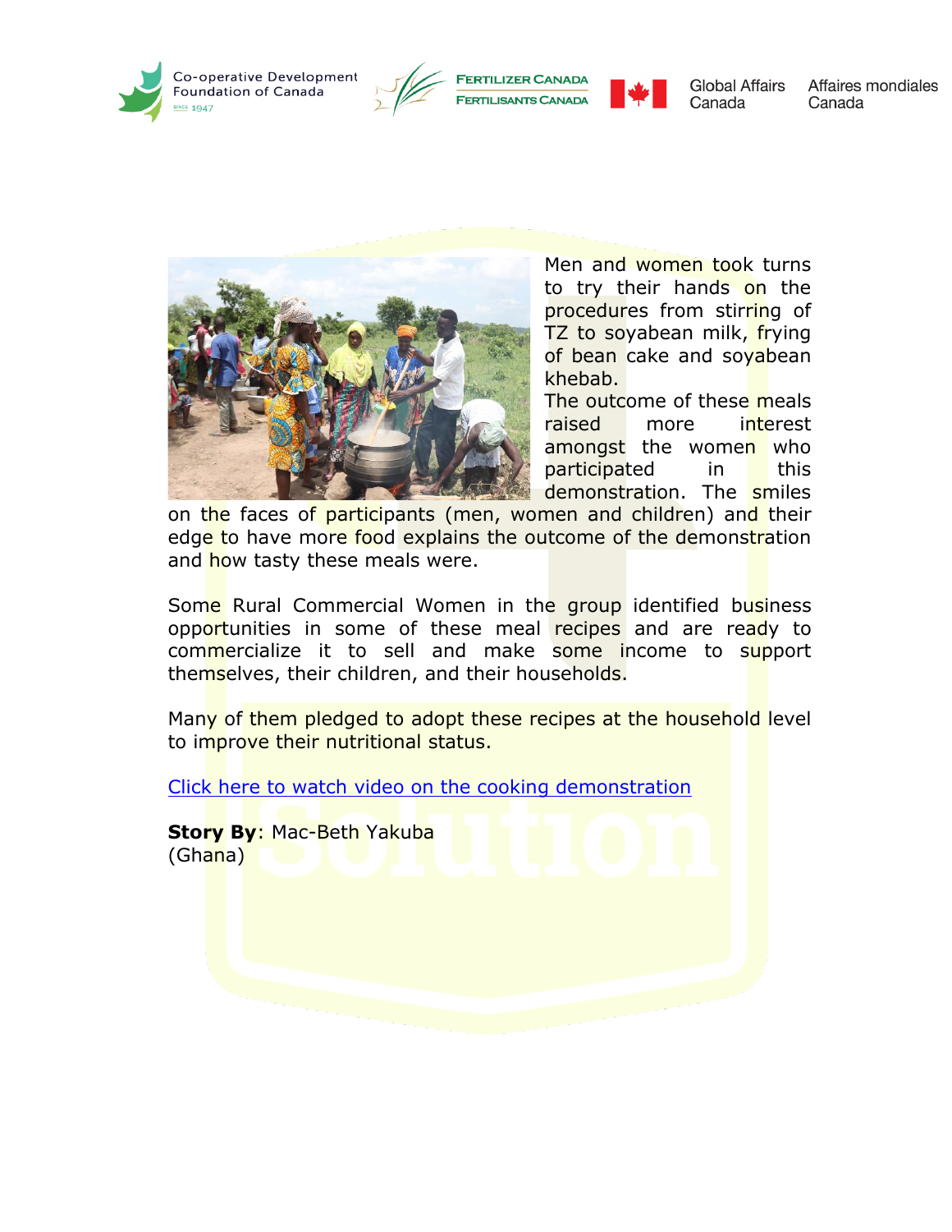Men and women took turns to try their hands on the procedures from stirring of TZ to soyabean milk, frying of bean cake and soyabean khebab.

The outcome of these meals raised more interest amongst the women who participated in this demonstration. The smiles on the faces of participants (men, women and children) and their edge to have more food explains the outcome of the demonstration and how tasty these meals were.

Some Rural Commercial Women in the group identified business opportunities in some of these meal recipes and are ready to commercialize it to sell and make some income to support themselves, their children, and their households.

Many of them pledged to adopt these recipes at the household level to improve their nutritional status.

Click here to watch video on the cooking demonstration

**Story By**: Mac-Beth Yakuba
(Ghana)